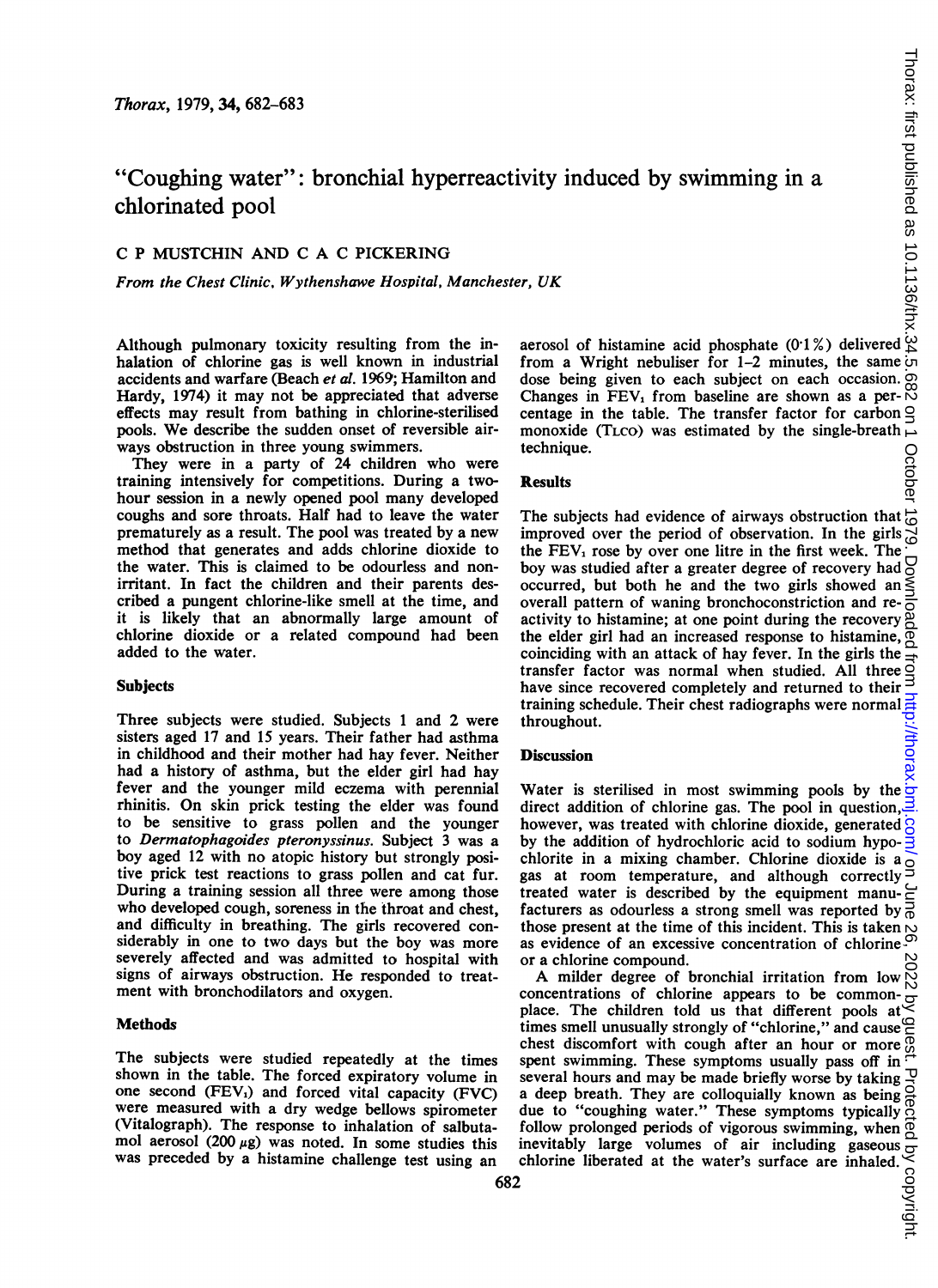# "Coughing water": bronchial hyperreactivity induced by swimming in a chlorinated pool

C P MUSTCHIN AND C A C PICKERING

*From the Chest Clinic, Wythenshawe Hospital, Manchester, UK*

Although pulmonary toxicity resulting from the inhalation of chlorine gas is well known in industrial accidents and warfare (Beach *et al*. 1969; Hamilton and Hardy, 1974) it may not be appreciated that adverse effects may result from bathing in chlorine-sterilised pools. We describe the sudden onset of reversible airways obstruction in three young swimmers.

They were in a party of 24 children who were training intensively for competitions. During a two-hour session in a newly opened pool many developed coughs and sore throats. Half had to leave the water prematurely as a result. The pool was treated by a new method that generates and adds chlorine dioxide to the water. This is claimed to be odourless and non-irritant. In fact the children and their parents described a pungent chlorine-like smell at the time, and it is likely that an abnormally large amount of chlorine dioxide or a related compound had been added to the water.

## Subjects

Three subjects were studied. Subjects 1 and 2 were sisters aged 17 and 15 years. Their father had asthma in childhood and their mother had hay fever. Neither had a history of asthma, but the elder girl had hay fever and the younger mild eczema with perennial rhinitis. On skin prick testing the elder was found to be sensitive to grass pollen and the younger to *Dermatophagoides pteronyssinus*. Subject 3 was a boy aged 12 with no atopic history but strongly positive prick test reactions to grass pollen and cat fur. During a training session all three were among those who developed cough, soreness in the throat and chest, and difficulty in breathing. The girls recovered considerably in one to two days but the boy was more severely affected and was admitted to hospital with signs of airways obstruction. He responded to treatment with bronchodilators and oxygen.

## Methods

The subjects were studied repeatedly at the times shown in the table. The forced expiratory volume in one second ($FEV_1$) and forced vital capacity (FVC) were measured with a dry wedge bellows spirometer (Vitalograph). The response to inhalation of salbutamol aerosol (200 $\mu$g) was noted. In some studies this was preceded by a histamine challenge test using an aerosol of histamine acid phosphate (0·1%) delivered from a Wright nebuliser for 1–2 minutes, the same dose being given to each subject on each occasion. Changes in $FEV_1$ from baseline are shown as a percentage in the table. The transfer factor for carbon monoxide ($T_{LCO}$) was estimated by the single-breath technique.

## Results

The subjects had evidence of airways obstruction that improved over the period of observation. In the girls the $FEV_1$ rose by over one litre in the first week. The boy was studied after a greater degree of recovery had occurred, but both he and the two girls showed an overall pattern of waning bronchoconstriction and reactivity to histamine; at one point during the recovery the elder girl had an increased response to histamine, coinciding with an attack of hay fever. In the girls the transfer factor was normal when studied. All three have since recovered completely and returned to their training schedule. Their chest radiographs were normal throughout.

## Discussion

Water is sterilised in most swimming pools by the direct addition of chlorine gas. The pool in question, however, was treated with chlorine dioxide, generated by the addition of hydrochloric acid to sodium hypochlorite in a mixing chamber. Chlorine dioxide is a gas at room temperature, and although correctly treated water is described by the equipment manufacturers as odourless a strong smell was reported by those present at the time of this incident. This is taken as evidence of an excessive concentration of chlorine or a chlorine compound.

A milder degree of bronchial irritation from low concentrations of chlorine appears to be commonplace. The children told us that different pools at times smell unusually strongly of "chlorine," and cause chest discomfort with cough after an hour or more spent swimming. These symptoms usually pass off in several hours and may be made briefly worse by taking a deep breath. They are colloquially known as being due to "coughing water." These symptoms typically follow prolonged periods of vigorous swimming, when inevitably large volumes of air including gaseous chlorine liberated at the water's surface are inhaled.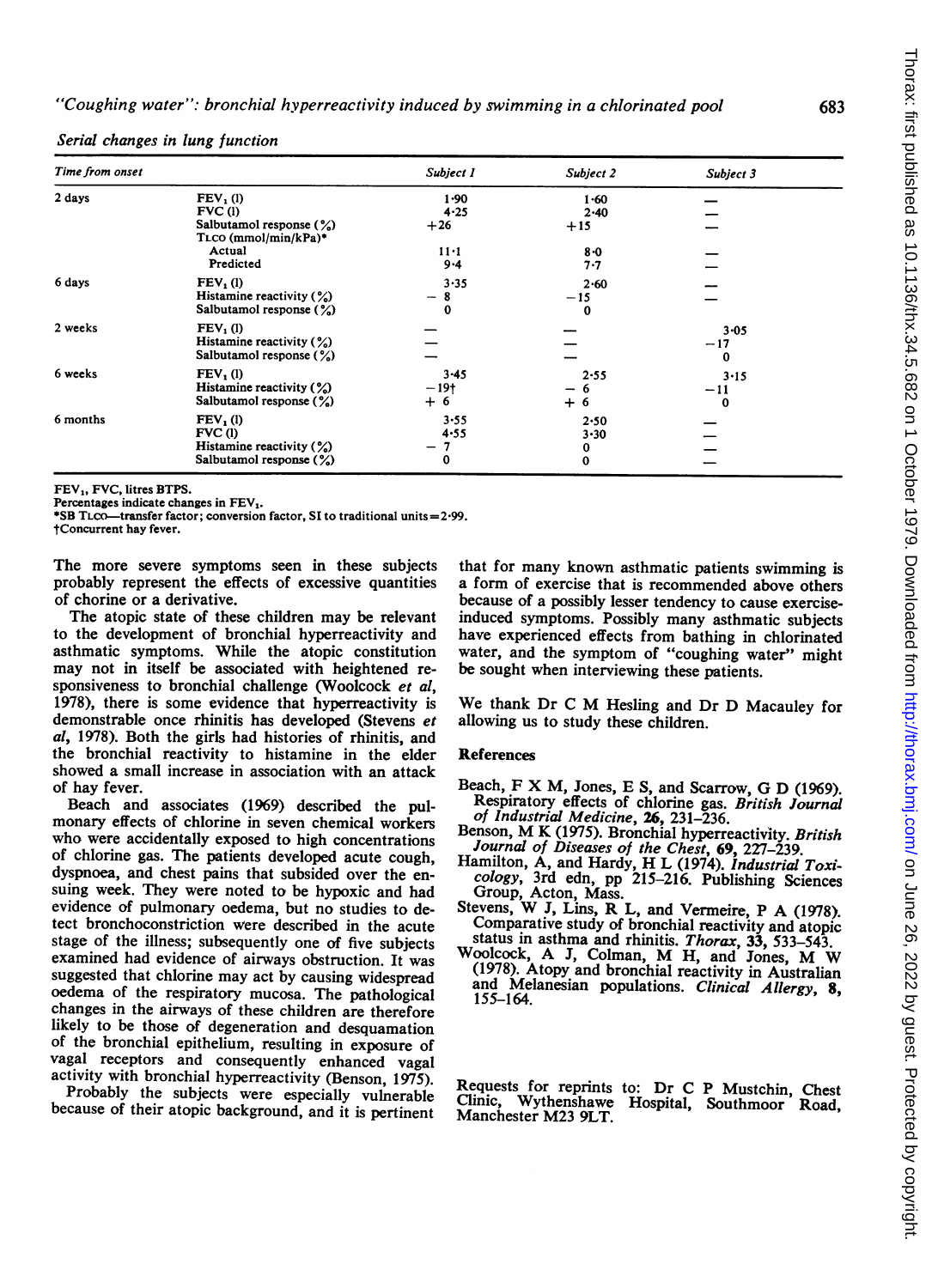*Serial changes in lung function*

| Time from onset | | Subject 1 | Subject 2 | Subject 3 |
|---|---|---|---|---|
| 2 days | $FEV_1$ (l) | 1·90 | 1·60 | — |
| | FVC (l) | 4·25 | 2·40 | — |
| | Salbutamol response (%) | +26 | +15 | — |
| | TLCO (mmol/min/kPa)* | | | |
| | Actual | 11·1 | 8·0 | — |
| | Predicted | 9·4 | 7·7 | — |
| 6 days | $FEV_1$ (l) | 3·35 | 2·60 | — |
| | Histamine reactivity (%) | − 8 | −15 | — |
| | Salbutamol response (%) | 0 | 0 | |
| 2 weeks | $FEV_1$ (l) | — | — | 3·05 |
| | Histamine reactivity (%) | — | — | −17 |
| | Salbutamol response (%) | — | — | 0 |
| 6 weeks | $FEV_1$ (l) | 3·45 | 2·55 | 3·15 |
| | Histamine reactivity (%) | −19† | − 6 | −11 |
| | Salbutamol response (%) | + 6 | + 6 | 0 |
| 6 months | $FEV_1$ (l) | 3·55 | 2·50 | — |
| | FVC (l) | 4·55 | 3·30 | — |
| | Histamine reactivity (%) | − 7 | 0 | — |
| | Salbutamol response (%) | 0 | 0 | — |

$FEV_1$, FVC, litres BTPS.
Percentages indicate changes in $FEV_1$.
*SB TLCO—transfer factor; conversion factor, SI to traditional units = 2·99.
†Concurrent hay fever.

The more severe symptoms seen in these subjects probably represent the effects of excessive quantities of chorine or a derivative.

The atopic state of these children may be relevant to the development of bronchial hyperreactivity and asthmatic symptoms. While the atopic constitution may not in itself be associated with heightened responsiveness to bronchial challenge (Woolcock *et al*, 1978), there is some evidence that hyperreactivity is demonstrable once rhinitis has developed (Stevens *et al*, 1978). Both the girls had histories of rhinitis, and the bronchial reactivity to histamine in the elder showed a small increase in association with an attack of hay fever.

Beach and associates (1969) described the pulmonary effects of chlorine in seven chemical workers who were accidentally exposed to high concentrations of chlorine gas. The patients developed acute cough, dyspnoea, and chest pains that subsided over the ensuing week. They were noted to be hypoxic and had evidence of pulmonary oedema, but no studies to detect bronchoconstriction were described in the acute stage of the illness; subsequently one of five subjects examined had evidence of airways obstruction. It was suggested that chlorine may act by causing widespread oedema of the respiratory mucosa. The pathological changes in the airways of these children are therefore likely to be those of degeneration and desquamation of the bronchial epithelium, resulting in exposure of vagal receptors and consequently enhanced vagal activity with bronchial hyperreactivity (Benson, 1975).

Probably the subjects were especially vulnerable because of their atopic background, and it is pertinent that for many known asthmatic patients swimming is a form of exercise that is recommended above others because of a possibly lesser tendency to cause exercise-induced symptoms. Possibly many asthmatic subjects have experienced effects from bathing in chlorinated water, and the symptom of "coughing water" might be sought when interviewing these patients.

We thank Dr C M Hesling and Dr D Macauley for allowing us to study these children.

## References

Beach, F X M, Jones, E S, and Scarrow, G D (1969). Respiratory effects of chlorine gas. *British Journal of Industrial Medicine*, **26**, 231–236.

Benson, M K (1975). Bronchial hyperreactivity. *British Journal of Diseases of the Chest*, **69**, 227–239.

Hamilton, A, and Hardy, H L (1974). *Industrial Toxicology*, 3rd edn, pp 215–216. Publishing Sciences Group, Acton, Mass.

Stevens, W J, Lins, R L, and Vermeire, P A (1978). Comparative study of bronchial reactivity and atopic status in asthma and rhinitis. *Thorax*, **33**, 533–543.

Woolcock, A J, Colman, M H, and Jones, M W (1978). Atopy and bronchial reactivity in Australian and Melanesian populations. *Clinical Allergy*, **8**, 155–164.

Requests for reprints to: Dr C P Mustchin, Chest Clinic, Wythenshawe Hospital, Southmoor Road, Manchester M23 9LT.